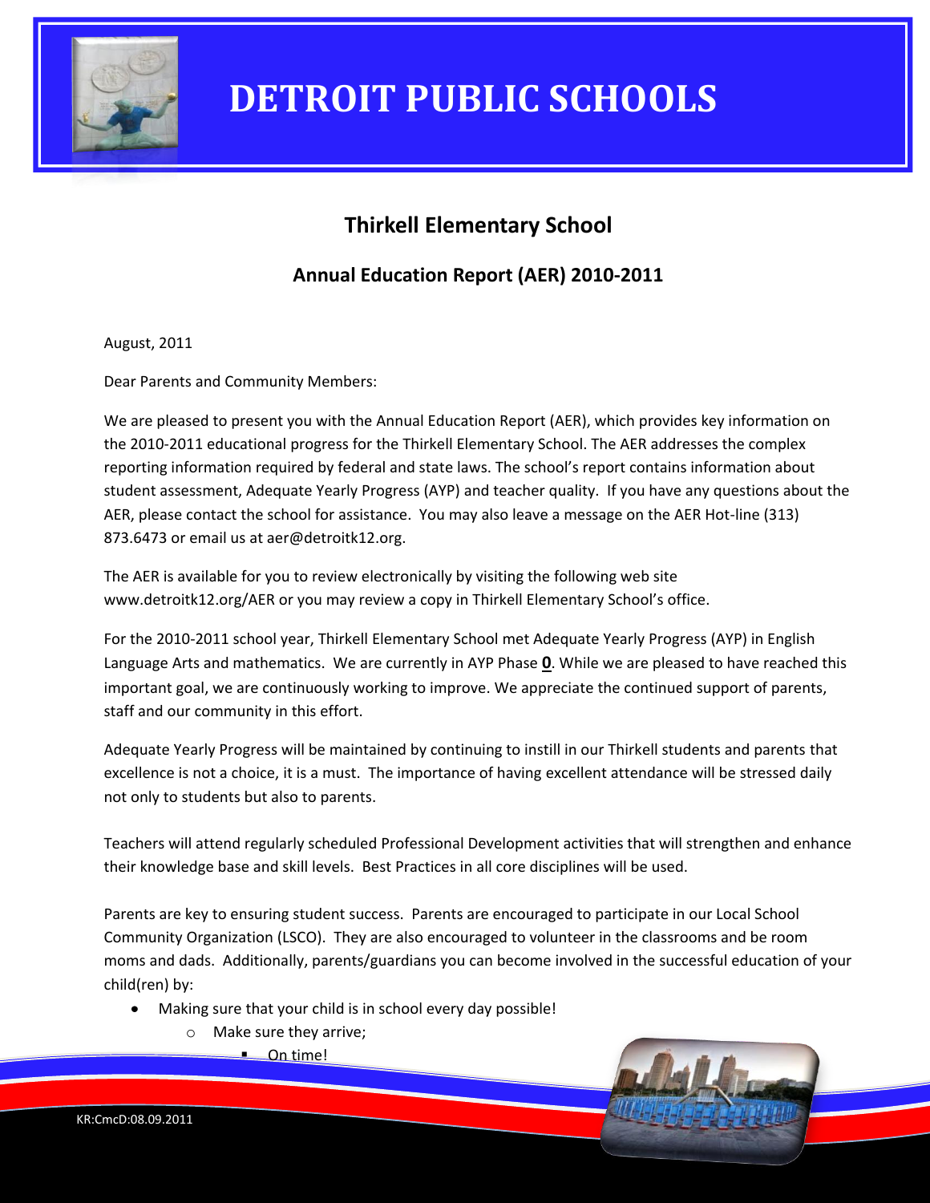# DETROIT PUBLIC SCHOOLS

## Thirkell Elementary School

### Annual Education Report (AER) 2010-2011

August, 2011

Dear Parents and Community Members:

We are pleased to present you with the Annual Education Report (AER), which provides key information on the 2010-2011 educational progress for the Thirkell Elementary School. The AER addresses the complex reporting information required by federal and state laws. The school's report contains information about student assessment, Adequate Yearly Progress (AYP) and teacher quality. If you have any questions about the AER, please contact the school for assistance. You may also leave a message on the AER Hot-line (313) 873.6473 or email us at aer@detroitk12.org.

The AER is available for you to review electronically by visiting the following web site www.detroitk12.org/AER or you may review a copy in Thirkell Elementary School's office.

For the 2010-2011 school year, Thirkell Elementary School met Adequate Yearly Progress (AYP) in English Language Arts and mathematics. We are currently in AYP Phase **0**. While we are pleased to have reached this important goal, we are continuously working to improve. We appreciate the continued support of parents, staff and our community in this effort.

Adequate Yearly Progress will be maintained by continuing to instill in our Thirkell students and parents that excellence is not a choice, it is a must. The importance of having excellent attendance will be stressed daily not only to students but also to parents.

Teachers will attend regularly scheduled Professional Development activities that will strengthen and enhance their knowledge base and skill levels. Best Practices in all core disciplines will be used.

Parents are key to ensuring student success. Parents are encouraged to participate in our Local School Community Organization (LSCO). They are also encouraged to volunteer in the classrooms and be room moms and dads. Additionally, parents/guardians you can become involved in the successful education of your child(ren) by:

- Making sure that your child is in school every day possible!
  - Make sure they arrive;
    - On time!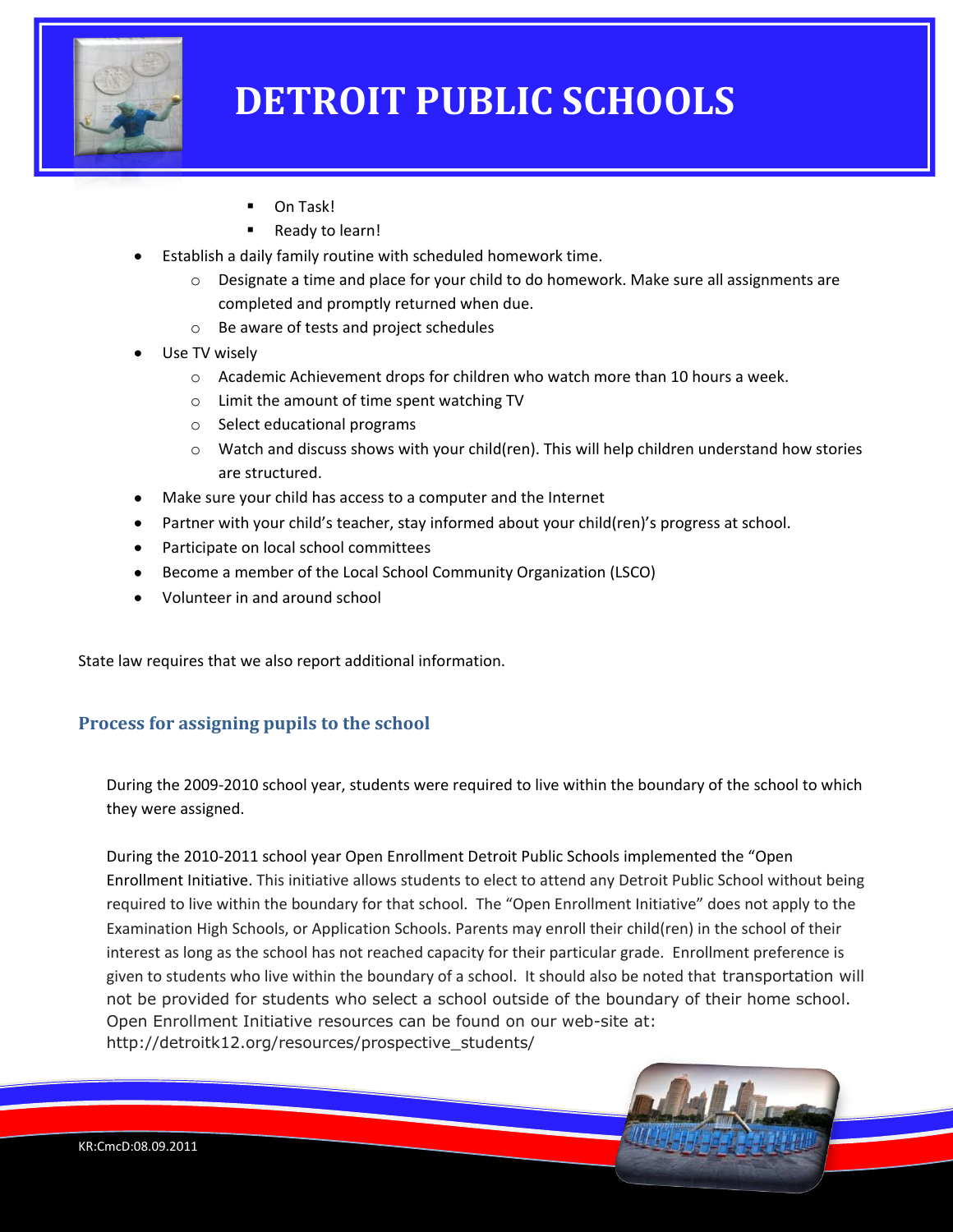- On Task!
    - Ready to learn!
- Establish a daily family routine with scheduled homework time.
    - Designate a time and place for your child to do homework. Make sure all assignments are completed and promptly returned when due.
    - Be aware of tests and project schedules
- Use TV wisely
    - Academic Achievement drops for children who watch more than 10 hours a week.
    - Limit the amount of time spent watching TV
    - Select educational programs
    - Watch and discuss shows with your child(ren). This will help children understand how stories are structured.
- Make sure your child has access to a computer and the Internet
- Partner with your child's teacher, stay informed about your child(ren)'s progress at school.
- Participate on local school committees
- Become a member of the Local School Community Organization (LSCO)
- Volunteer in and around school

State law requires that we also report additional information.

## Process for assigning pupils to the school

During the 2009-2010 school year, students were required to live within the boundary of the school to which they were assigned.

During the 2010-2011 school year Open Enrollment Detroit Public Schools implemented the "Open Enrollment Initiative. This initiative allows students to elect to attend any Detroit Public School without being required to live within the boundary for that school. The "Open Enrollment Initiative" does not apply to the Examination High Schools, or Application Schools. Parents may enroll their child(ren) in the school of their interest as long as the school has not reached capacity for their particular grade. Enrollment preference is given to students who live within the boundary of a school. It should also be noted that transportation will not be provided for students who select a school outside of the boundary of their home school. Open Enrollment Initiative resources can be found on our web-site at: http://detroitk12.org/resources/prospective_students/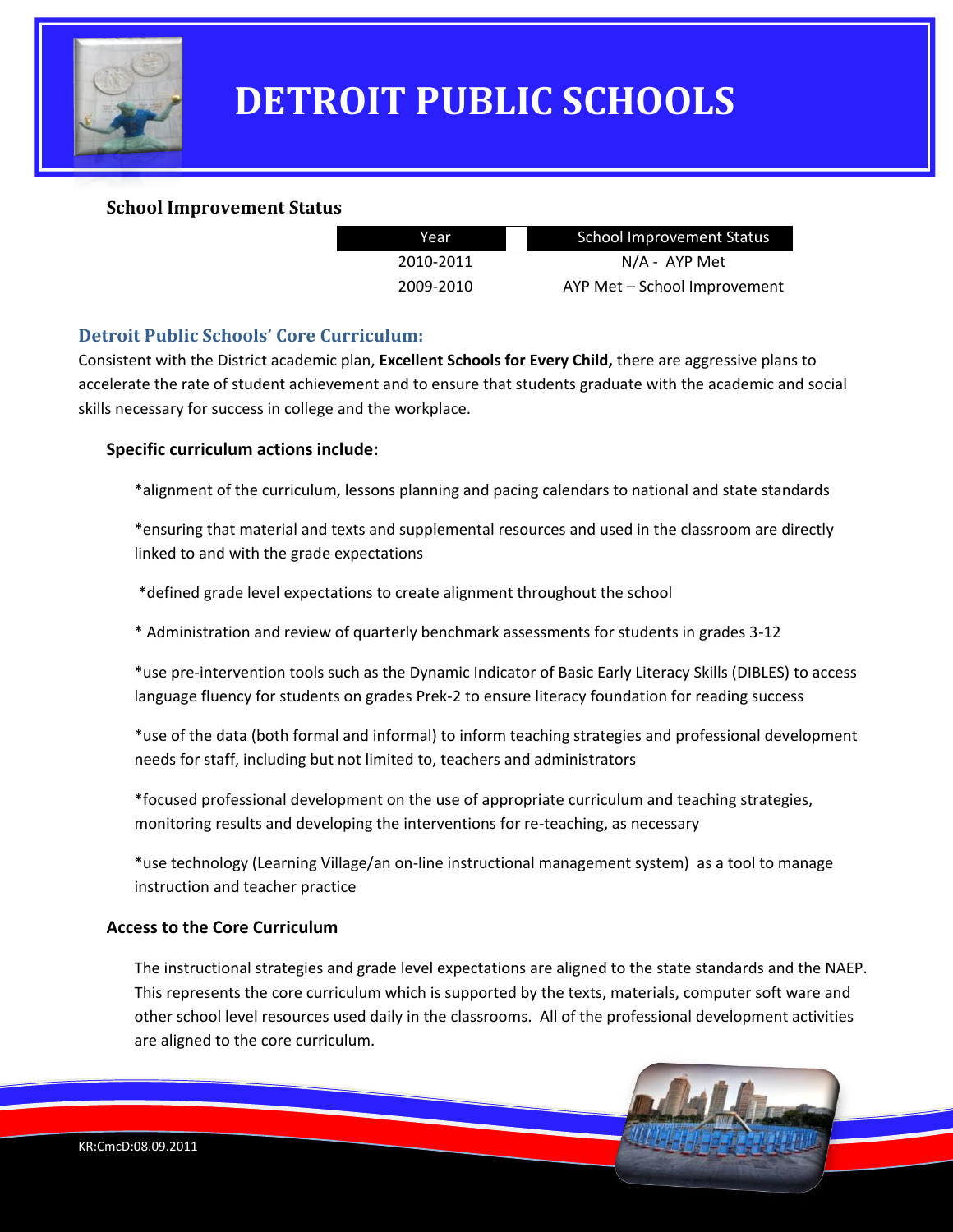# DETROIT PUBLIC SCHOOLS

### School Improvement Status

| Year | School Improvement Status |
|---|---|
| 2010-2011 | N/A - AYP Met |
| 2009-2010 | AYP Met – School Improvement |

## Detroit Public Schools' Core Curriculum:

Consistent with the District academic plan, **Excellent Schools for Every Child,** there are aggressive plans to accelerate the rate of student achievement and to ensure that students graduate with the academic and social skills necessary for success in college and the workplace.

**Specific curriculum actions include:**

*alignment of the curriculum, lessons planning and pacing calendars to national and state standards

*ensuring that material and texts and supplemental resources and used in the classroom are directly linked to and with the grade expectations

*defined grade level expectations to create alignment throughout the school

* Administration and review of quarterly benchmark assessments for students in grades 3-12

*use pre-intervention tools such as the Dynamic Indicator of Basic Early Literacy Skills (DIBLES) to access language fluency for students on grades Prek-2 to ensure literacy foundation for reading success

*use of the data (both formal and informal) to inform teaching strategies and professional development needs for staff, including but not limited to, teachers and administrators

*focused professional development on the use of appropriate curriculum and teaching strategies, monitoring results and developing the interventions for re-teaching, as necessary

*use technology (Learning Village/an on-line instructional management system) as a tool to manage instruction and teacher practice

**Access to the Core Curriculum**

The instructional strategies and grade level expectations are aligned to the state standards and the NAEP. This represents the core curriculum which is supported by the texts, materials, computer soft ware and other school level resources used daily in the classrooms. All of the professional development activities are aligned to the core curriculum.

KR:CmcD:08.09.2011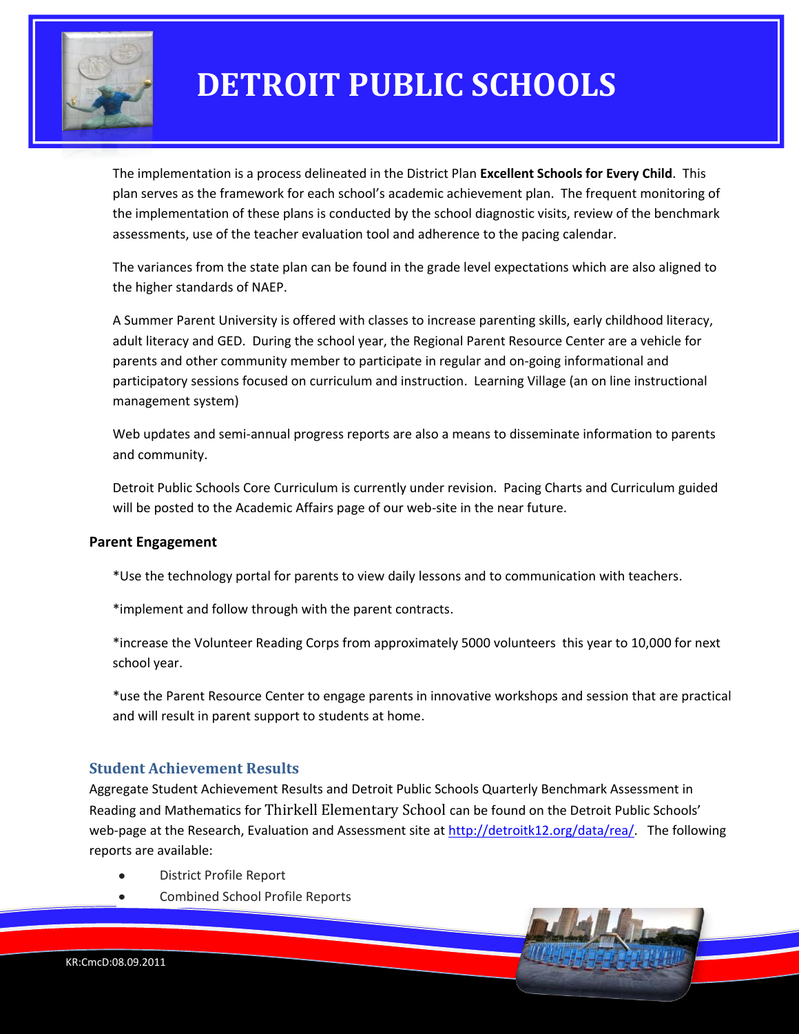The implementation is a process delineated in the District Plan **Excellent Schools for Every Child**. This plan serves as the framework for each school's academic achievement plan. The frequent monitoring of the implementation of these plans is conducted by the school diagnostic visits, review of the benchmark assessments, use of the teacher evaluation tool and adherence to the pacing calendar.

The variances from the state plan can be found in the grade level expectations which are also aligned to the higher standards of NAEP.

A Summer Parent University is offered with classes to increase parenting skills, early childhood literacy, adult literacy and GED. During the school year, the Regional Parent Resource Center are a vehicle for parents and other community member to participate in regular and on-going informational and participatory sessions focused on curriculum and instruction. Learning Village (an on line instructional management system)

Web updates and semi-annual progress reports are also a means to disseminate information to parents and community.

Detroit Public Schools Core Curriculum is currently under revision. Pacing Charts and Curriculum guided will be posted to the Academic Affairs page of our web-site in the near future.

**Parent Engagement**

*Use the technology portal for parents to view daily lessons and to communication with teachers.

*implement and follow through with the parent contracts.

*increase the Volunteer Reading Corps from approximately 5000 volunteers this year to 10,000 for next school year.

*use the Parent Resource Center to engage parents in innovative workshops and session that are practical and will result in parent support to students at home.

## Student Achievement Results

Aggregate Student Achievement Results and Detroit Public Schools Quarterly Benchmark Assessment in Reading and Mathematics for Thirkell Elementary School can be found on the Detroit Public Schools' web-page at the Research, Evaluation and Assessment site at http://detroitk12.org/data/rea/. The following reports are available:

- District Profile Report
- Combined School Profile Reports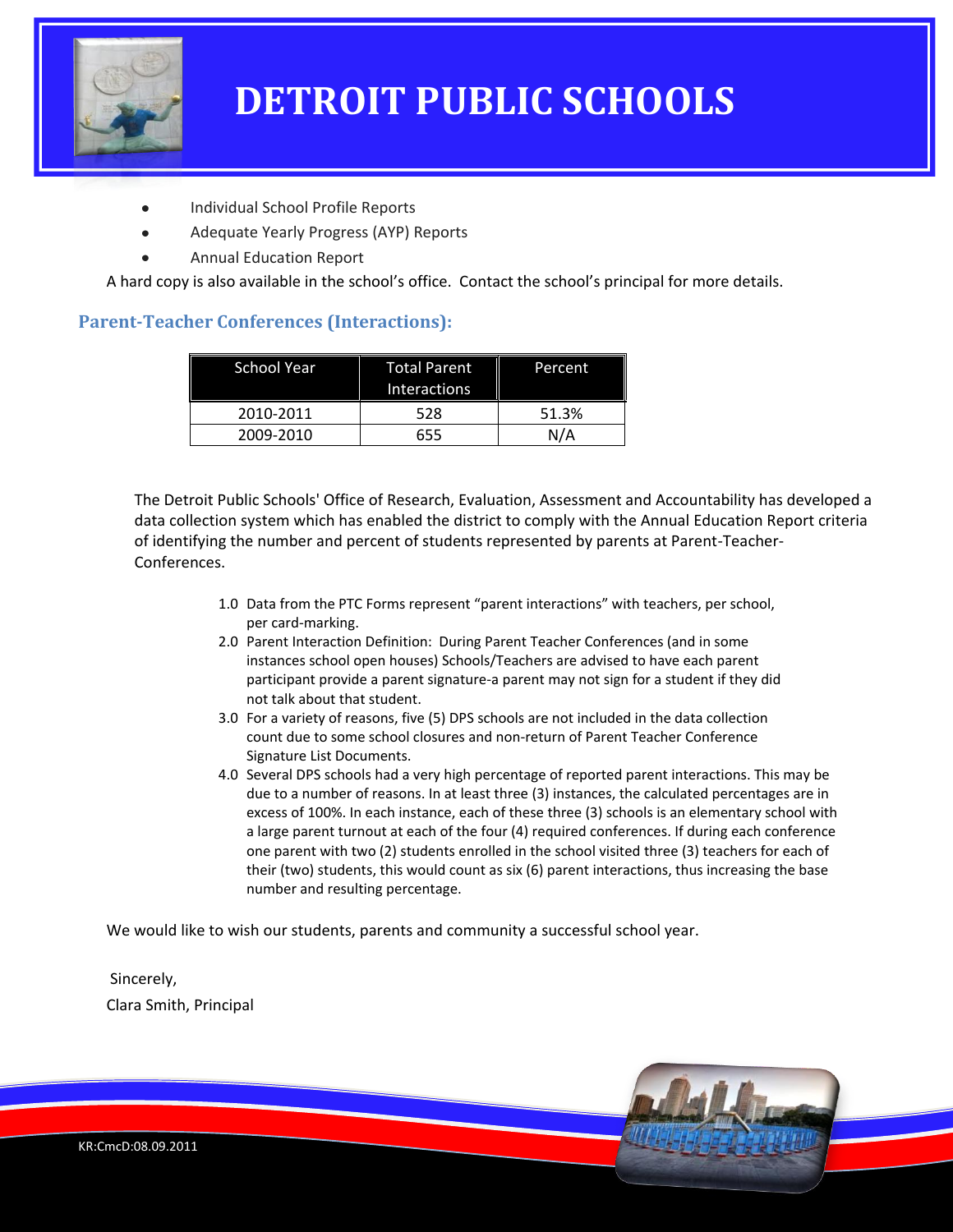- Individual School Profile Reports
- Adequate Yearly Progress (AYP) Reports
- Annual Education Report

A hard copy is also available in the school's office. Contact the school's principal for more details.

## Parent-Teacher Conferences (Interactions):

| School Year | Total Parent Interactions | Percent |
|---|---|---|
| 2010-2011 | 528 | 51.3% |
| 2009-2010 | 655 | N/A |

The Detroit Public Schools' Office of Research, Evaluation, Assessment and Accountability has developed a data collection system which has enabled the district to comply with the Annual Education Report criteria of identifying the number and percent of students represented by parents at Parent-Teacher-Conferences.

1.0 Data from the PTC Forms represent "parent interactions" with teachers, per school, per card-marking.

2.0 Parent Interaction Definition: During Parent Teacher Conferences (and in some instances school open houses) Schools/Teachers are advised to have each parent participant provide a parent signature-a parent may not sign for a student if they did not talk about that student.

3.0 For a variety of reasons, five (5) DPS schools are not included in the data collection count due to some school closures and non-return of Parent Teacher Conference Signature List Documents.

4.0 Several DPS schools had a very high percentage of reported parent interactions. This may be due to a number of reasons. In at least three (3) instances, the calculated percentages are in excess of 100%. In each instance, each of these three (3) schools is an elementary school with a large parent turnout at each of the four (4) required conferences. If during each conference one parent with two (2) students enrolled in the school visited three (3) teachers for each of their (two) students, this would count as six (6) parent interactions, thus increasing the base number and resulting percentage.

We would like to wish our students, parents and community a successful school year.

Sincerely,
Clara Smith, Principal